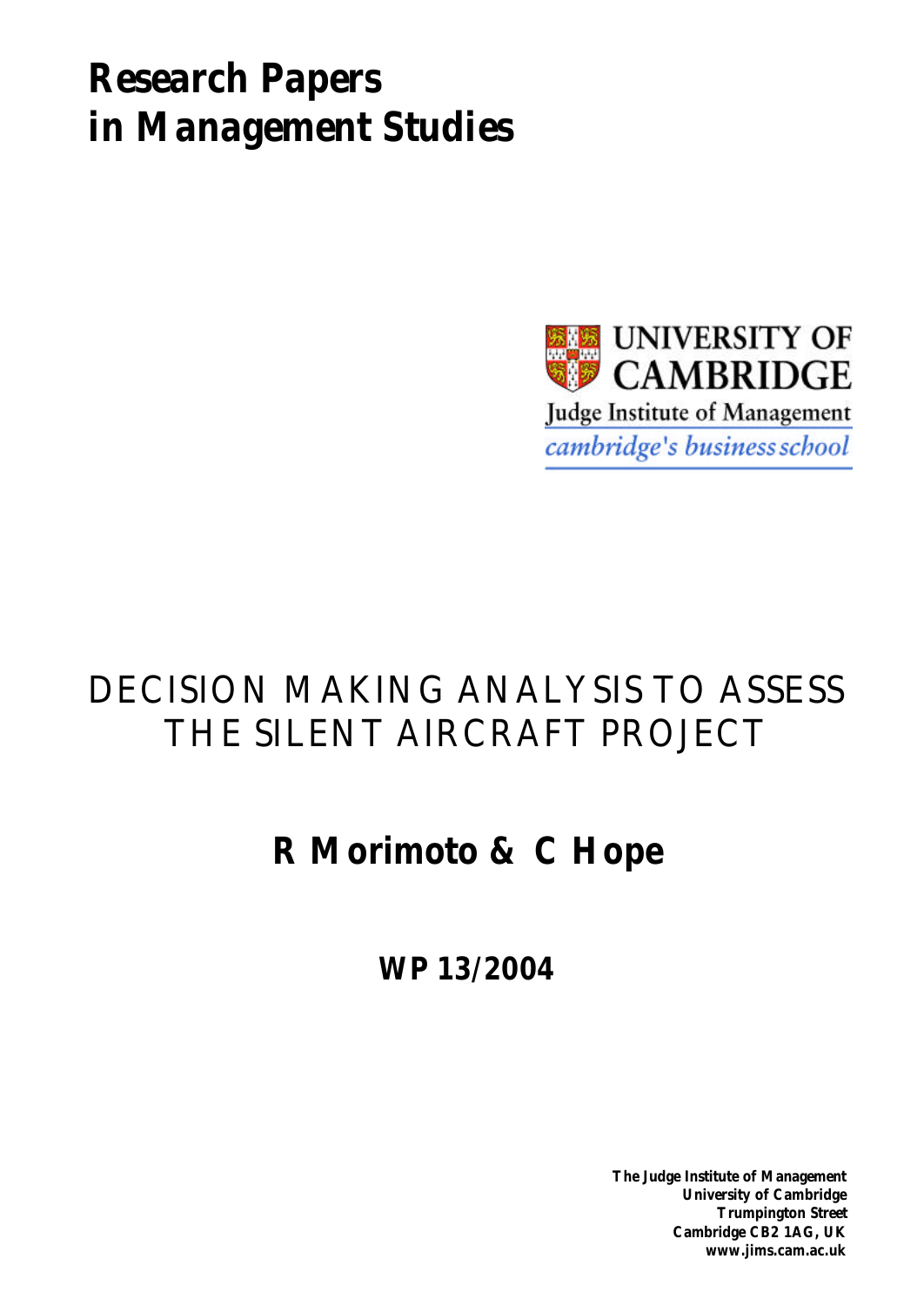# Research Papers in Management Studies

UNIVERSITY OF CAMBRIDGE
Judge Institute of Management
*cambridge's business school*

## DECISION MAKING ANALYSIS TO ASSESS THE SILENT AIRCRAFT PROJECT

**R Morimoto & C Hope**

**WP 13/2004**

**The Judge Institute of Management**
**University of Cambridge**
**Trumpington Street**
**Cambridge CB2 1AG, UK**
**www.jims.cam.ac.uk**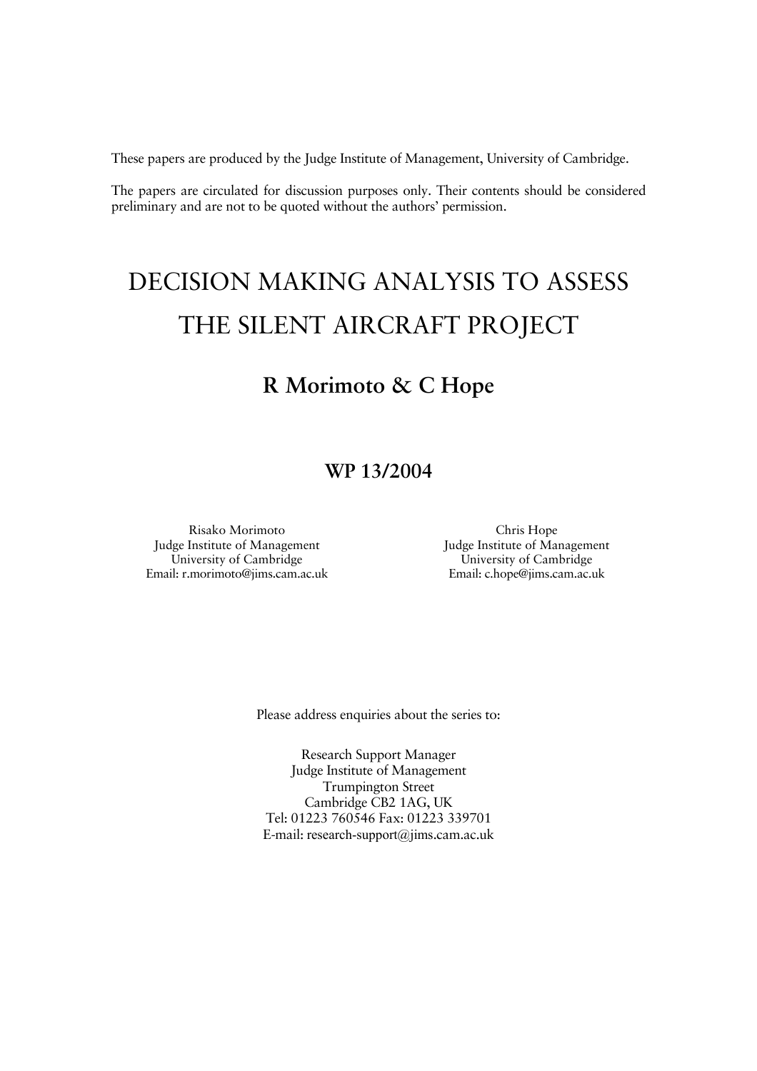These papers are produced by the Judge Institute of Management, University of Cambridge.

The papers are circulated for discussion purposes only. Their contents should be considered preliminary and are not to be quoted without the authors' permission.

# DECISION MAKING ANALYSIS TO ASSESS THE SILENT AIRCRAFT PROJECT

## R Morimoto & C Hope

### WP 13/2004

Risako Morimoto
Judge Institute of Management
University of Cambridge
Email: r.morimoto@jims.cam.ac.uk

Chris Hope
Judge Institute of Management
University of Cambridge
Email: c.hope@jims.cam.ac.uk

Please address enquiries about the series to:

Research Support Manager
Judge Institute of Management
Trumpington Street
Cambridge CB2 1AG, UK
Tel: 01223 760546 Fax: 01223 339701
E-mail: research-support@jims.cam.ac.uk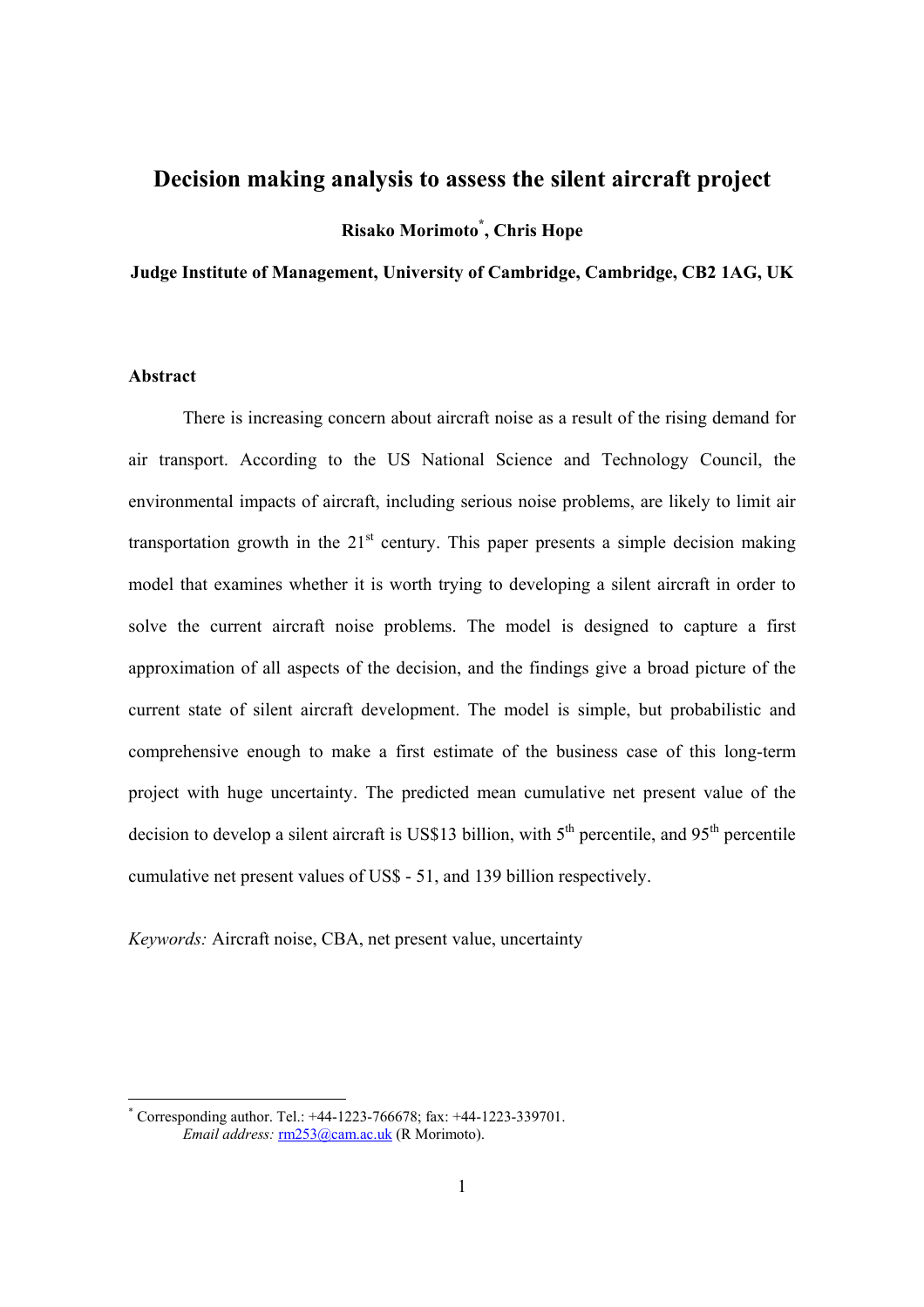# Decision making analysis to assess the silent aircraft project

**Risako Morimoto[\*], Chris Hope**

**Judge Institute of Management, University of Cambridge, Cambridge, CB2 1AG, UK**

### Abstract

There is increasing concern about aircraft noise as a result of the rising demand for air transport. According to the US National Science and Technology Council, the environmental impacts of aircraft, including serious noise problems, are likely to limit air transportation growth in the 21st century. This paper presents a simple decision making model that examines whether it is worth trying to developing a silent aircraft in order to solve the current aircraft noise problems. The model is designed to capture a first approximation of all aspects of the decision, and the findings give a broad picture of the current state of silent aircraft development. The model is simple, but probabilistic and comprehensive enough to make a first estimate of the business case of this long-term project with huge uncertainty. The predicted mean cumulative net present value of the decision to develop a silent aircraft is US$13 billion, with 5th percentile, and 95th percentile cumulative net present values of US$ - 51, and 139 billion respectively.

*Keywords:* Aircraft noise, CBA, net present value, uncertainty

---

[\*] Corresponding author. Tel.: +44-1223-766678; fax: +44-1223-339701.
*Email address:* rm253@cam.ac.uk (R Morimoto).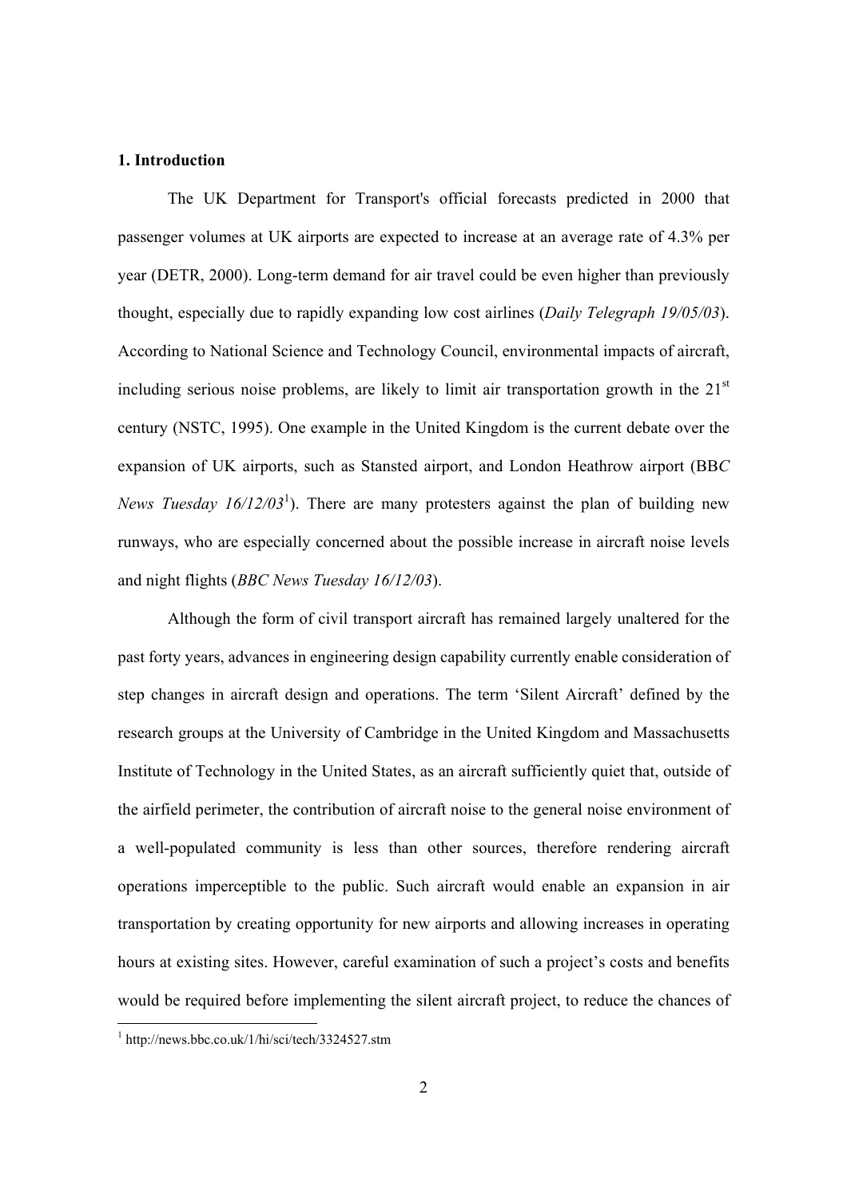## 1. Introduction

The UK Department for Transport's official forecasts predicted in 2000 that passenger volumes at UK airports are expected to increase at an average rate of 4.3% per year (DETR, 2000). Long-term demand for air travel could be even higher than previously thought, especially due to rapidly expanding low cost airlines (*Daily Telegraph 19/05/03*). According to National Science and Technology Council, environmental impacts of aircraft, including serious noise problems, are likely to limit air transportation growth in the 21st century (NSTC, 1995). One example in the United Kingdom is the current debate over the expansion of UK airports, such as Stansted airport, and London Heathrow airport (BB*C News Tuesday 16/12/03*[1]). There are many protesters against the plan of building new runways, who are especially concerned about the possible increase in aircraft noise levels and night flights (*BBC News Tuesday 16/12/03*).

Although the form of civil transport aircraft has remained largely unaltered for the past forty years, advances in engineering design capability currently enable consideration of step changes in aircraft design and operations. The term 'Silent Aircraft' defined by the research groups at the University of Cambridge in the United Kingdom and Massachusetts Institute of Technology in the United States, as an aircraft sufficiently quiet that, outside of the airfield perimeter, the contribution of aircraft noise to the general noise environment of a well-populated community is less than other sources, therefore rendering aircraft operations imperceptible to the public. Such aircraft would enable an expansion in air transportation by creating opportunity for new airports and allowing increases in operating hours at existing sites. However, careful examination of such a project's costs and benefits would be required before implementing the silent aircraft project, to reduce the chances of

[1] http://news.bbc.co.uk/1/hi/sci/tech/3324527.stm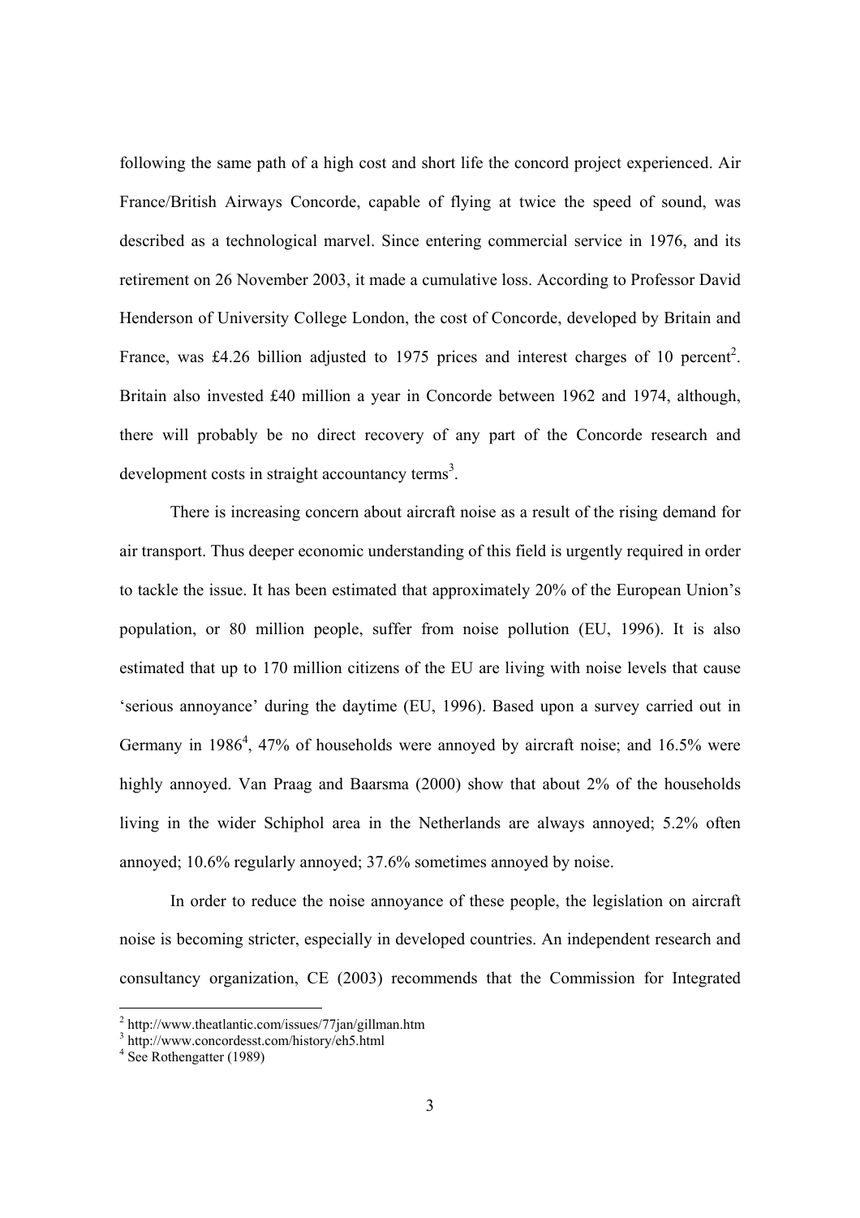following the same path of a high cost and short life the concord project experienced. Air France/British Airways Concorde, capable of flying at twice the speed of sound, was described as a technological marvel. Since entering commercial service in 1976, and its retirement on 26 November 2003, it made a cumulative loss. According to Professor David Henderson of University College London, the cost of Concorde, developed by Britain and France, was £4.26 billion adjusted to 1975 prices and interest charges of 10 percent[2]. Britain also invested £40 million a year in Concorde between 1962 and 1974, although, there will probably be no direct recovery of any part of the Concorde research and development costs in straight accountancy terms[3].

There is increasing concern about aircraft noise as a result of the rising demand for air transport. Thus deeper economic understanding of this field is urgently required in order to tackle the issue. It has been estimated that approximately 20% of the European Union's population, or 80 million people, suffer from noise pollution (EU, 1996). It is also estimated that up to 170 million citizens of the EU are living with noise levels that cause 'serious annoyance' during the daytime (EU, 1996). Based upon a survey carried out in Germany in 1986[4], 47% of households were annoyed by aircraft noise; and 16.5% were highly annoyed. Van Praag and Baarsma (2000) show that about 2% of the households living in the wider Schiphol area in the Netherlands are always annoyed; 5.2% often annoyed; 10.6% regularly annoyed; 37.6% sometimes annoyed by noise.

In order to reduce the noise annoyance of these people, the legislation on aircraft noise is becoming stricter, especially in developed countries. An independent research and consultancy organization, CE (2003) recommends that the Commission for Integrated

---

[2] http://www.theatlantic.com/issues/77jan/gillman.htm

[3] http://www.concordesst.com/history/eh5.html

[4] See Rothengatter (1989)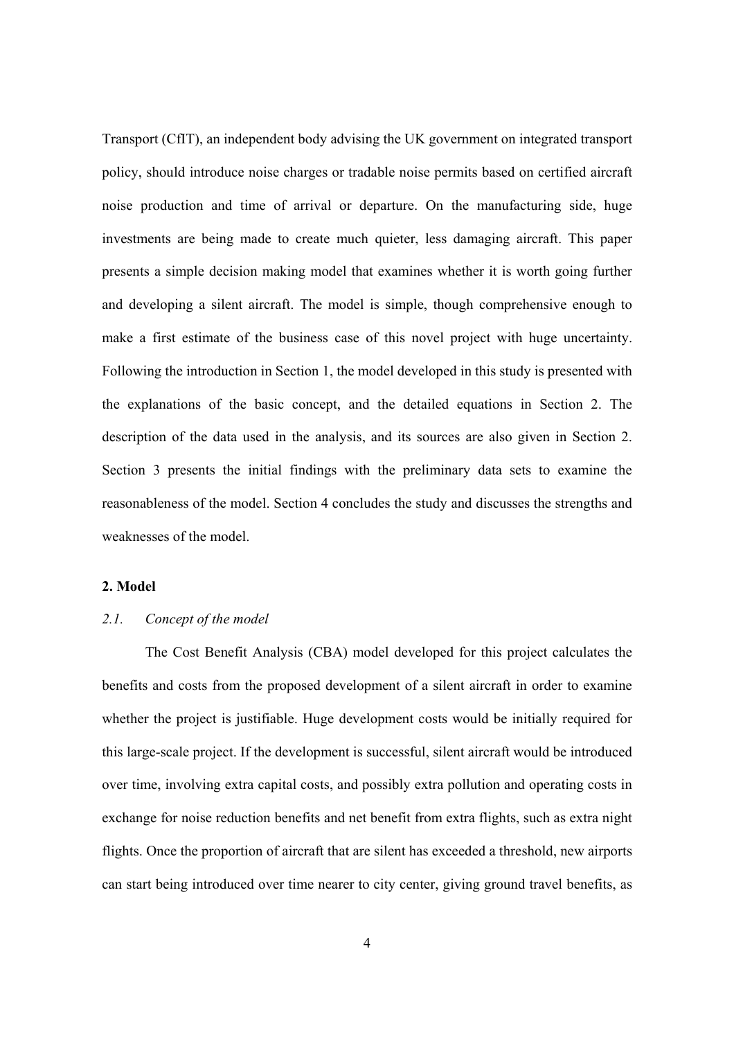Transport (CfIT), an independent body advising the UK government on integrated transport policy, should introduce noise charges or tradable noise permits based on certified aircraft noise production and time of arrival or departure. On the manufacturing side, huge investments are being made to create much quieter, less damaging aircraft. This paper presents a simple decision making model that examines whether it is worth going further and developing a silent aircraft. The model is simple, though comprehensive enough to make a first estimate of the business case of this novel project with huge uncertainty. Following the introduction in Section 1, the model developed in this study is presented with the explanations of the basic concept, and the detailed equations in Section 2. The description of the data used in the analysis, and its sources are also given in Section 2. Section 3 presents the initial findings with the preliminary data sets to examine the reasonableness of the model. Section 4 concludes the study and discusses the strengths and weaknesses of the model.

## 2. Model

### *2.1. Concept of the model*

The Cost Benefit Analysis (CBA) model developed for this project calculates the benefits and costs from the proposed development of a silent aircraft in order to examine whether the project is justifiable. Huge development costs would be initially required for this large-scale project. If the development is successful, silent aircraft would be introduced over time, involving extra capital costs, and possibly extra pollution and operating costs in exchange for noise reduction benefits and net benefit from extra flights, such as extra night flights. Once the proportion of aircraft that are silent has exceeded a threshold, new airports can start being introduced over time nearer to city center, giving ground travel benefits, as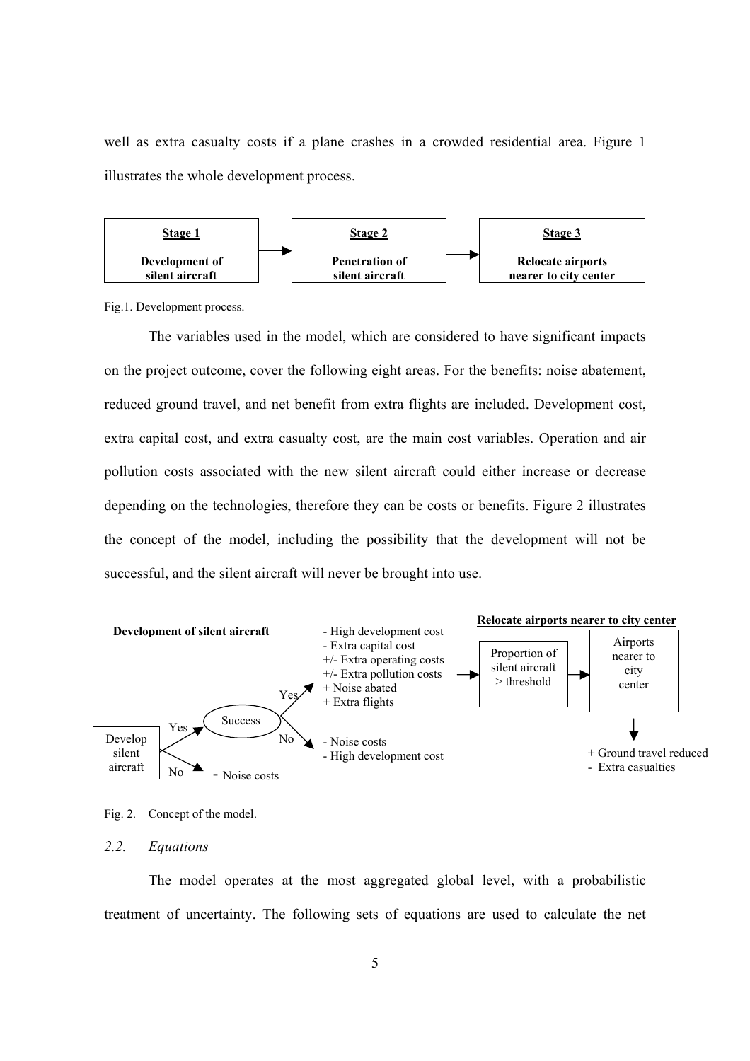well as extra casualty costs if a plane crashes in a crowded residential area. Figure 1 illustrates the whole development process.

| **Stage 1** | | **Stage 2** | | **Stage 3** |
|---|---|---|---|---|
| **Development of silent aircraft** | → | **Penetration of silent aircraft** | → | **Relocate airports nearer to city center** |

Fig.1. Development process.

The variables used in the model, which are considered to have significant impacts on the project outcome, cover the following eight areas. For the benefits: noise abatement, reduced ground travel, and net benefit from extra flights are included. Development cost, extra capital cost, and extra casualty cost, are the main cost variables. Operation and air pollution costs associated with the new silent aircraft could either increase or decrease depending on the technologies, therefore they can be costs or benefits. Figure 2 illustrates the concept of the model, including the possibility that the development will not be successful, and the silent aircraft will never be brought into use.

**Development of silent aircraft**

Develop silent aircraft
- No → - Noise costs
- Yes → Success
  - Yes →
    - High development cost
    - Extra capital cost
    - +/- Extra operating costs
    - +/- Extra pollution costs
    - + Noise abated
    - + Extra flights
  - No →
    - Noise costs
    - High development cost

**Relocate airports nearer to city center**

Proportion of silent aircraft > threshold → Airports nearer to city center
- + Ground travel reduced
- - Extra casualties

Fig. 2. Concept of the model.

### *2.2. Equations*

The model operates at the most aggregated global level, with a probabilistic treatment of uncertainty. The following sets of equations are used to calculate the net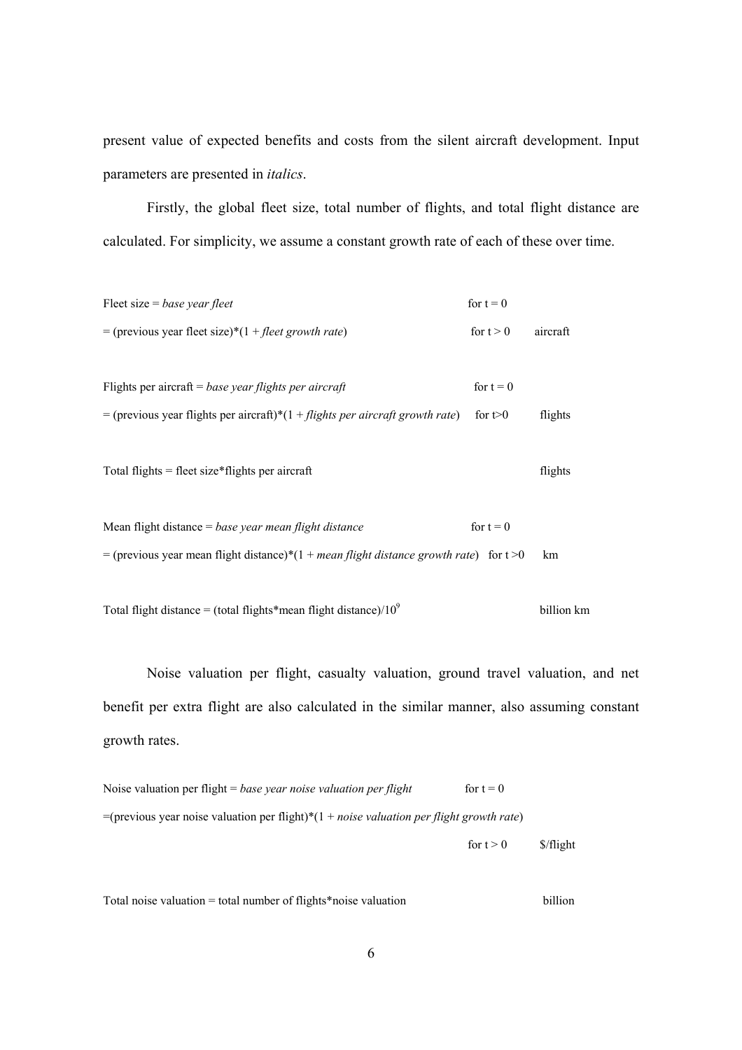present value of expected benefits and costs from the silent aircraft development. Input parameters are presented in *italics*.

Firstly, the global fleet size, total number of flights, and total flight distance are calculated. For simplicity, we assume a constant growth rate of each of these over time.

Fleet size = *base year fleet* for $t = 0$

= (previous year fleet size)*(1 + *fleet growth rate*) for $t > 0$ aircraft

Flights per aircraft = *base year flights per aircraft* for $t = 0$

= (previous year flights per aircraft)*(1 + *flights per aircraft growth rate*) for $t>0$ flights

Total flights = fleet size*flights per aircraft flights

Mean flight distance = *base year mean flight distance* for $t = 0$

= (previous year mean flight distance)*(1 + *mean flight distance growth rate*) for $t >0$ km

Total flight distance = (total flights*mean flight distance)/$10^9$ billion km

Noise valuation per flight, casualty valuation, ground travel valuation, and net benefit per extra flight are also calculated in the similar manner, also assuming constant growth rates.

Noise valuation per flight = *base year noise valuation per flight* for $t = 0$

=(previous year noise valuation per flight)*(1 + *noise valuation per flight growth rate*)

for $t > 0$ $/flight

Total noise valuation = total number of flights*noise valuation billion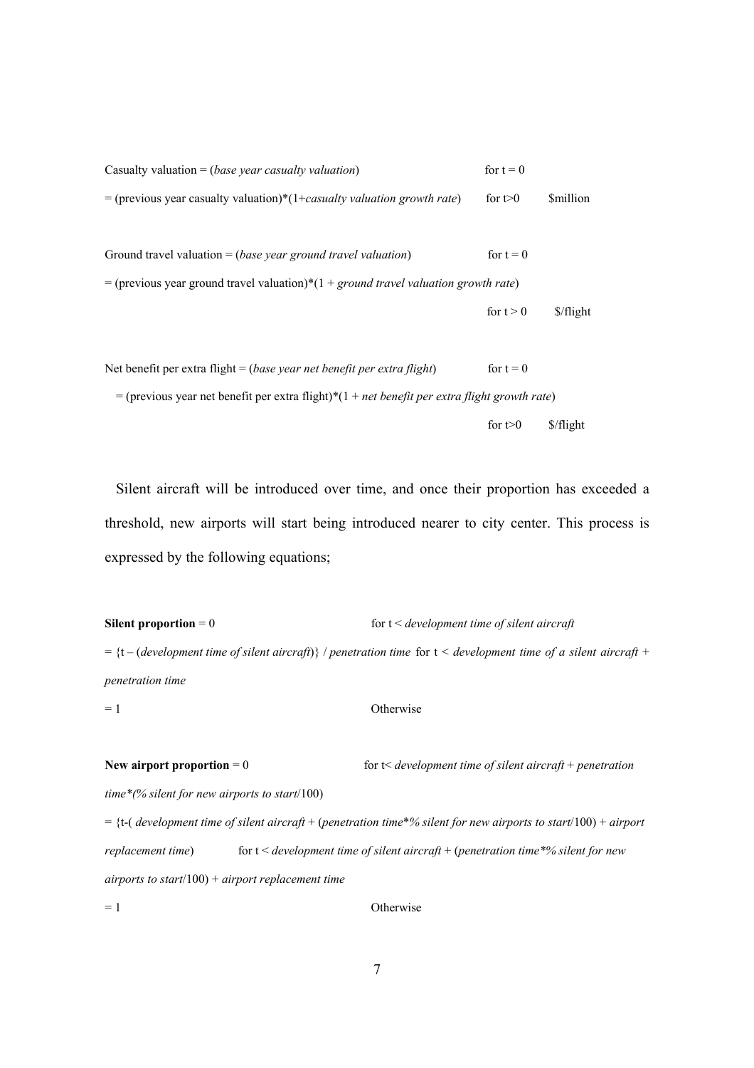Casualty valuation = (*base year casualty valuation*) for t = 0

= (previous year casualty valuation)*(1+*casualty valuation growth rate*) for t>0 $million

Ground travel valuation = (*base year ground travel valuation*) for t = 0

= (previous year ground travel valuation)*(1 + *ground travel valuation growth rate*)

for t > 0 $/flight

Net benefit per extra flight = (*base year net benefit per extra flight*) for t = 0

= (previous year net benefit per extra flight)*(1 + *net benefit per extra flight growth rate*)

for t>0 $/flight

Silent aircraft will be introduced over time, and once their proportion has exceeded a threshold, new airports will start being introduced nearer to city center. This process is expressed by the following equations;

**Silent proportion** = 0 for t < *development time of silent aircraft*

= {t – (*development time of silent aircraft*)} / *penetration time* for t < *development time of a silent aircraft* + *penetration time*

= 1 Otherwise

**New airport proportion** = 0 for t< *development time of silent aircraft* + *penetration time**(*% silent for new airports to start*/100)

= {t-( *development time of silent aircraft* + (*penetration time***% silent for new airports to start*/100) + *airport replacement time*) for t < *development time of silent aircraft* + (*penetration time***% silent for new airports to start*/100) + *airport replacement time*

= 1 Otherwise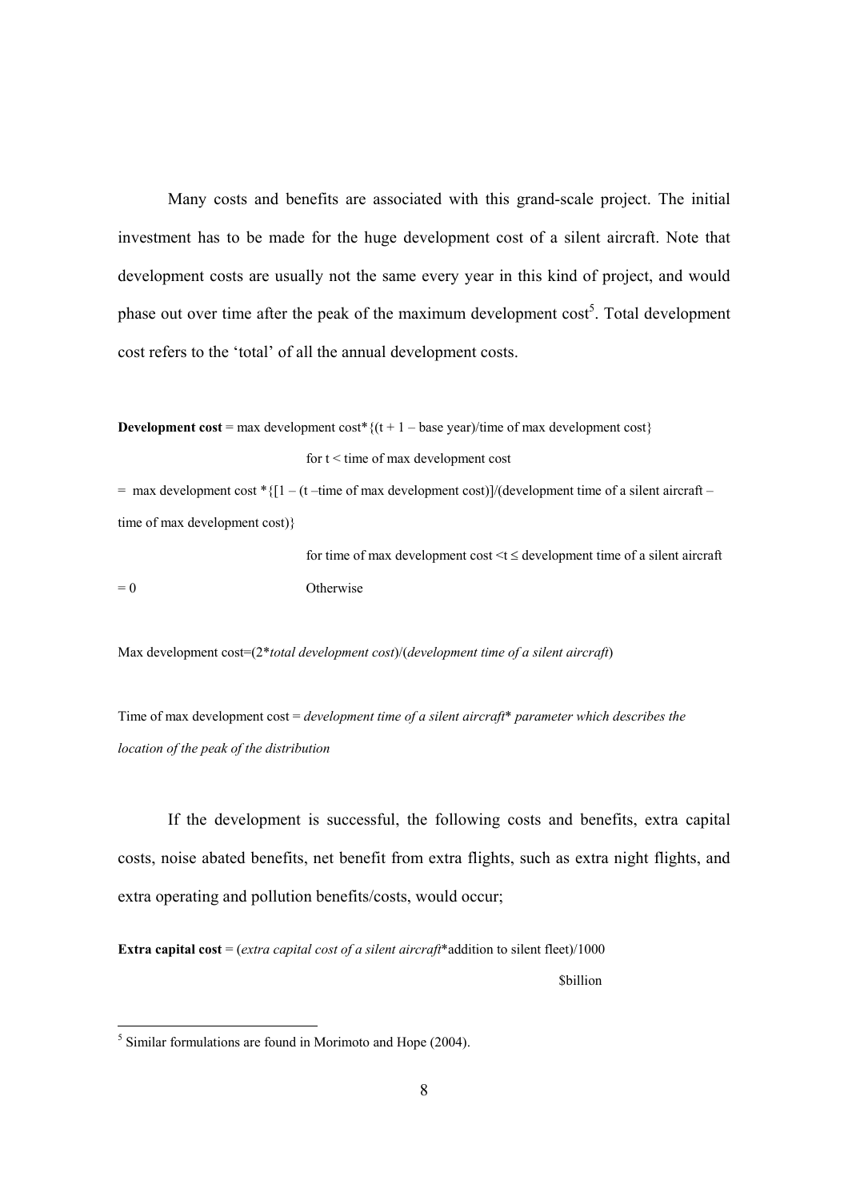Many costs and benefits are associated with this grand-scale project. The initial investment has to be made for the huge development cost of a silent aircraft. Note that development costs are usually not the same every year in this kind of project, and would phase out over time after the peak of the maximum development cost[5]. Total development cost refers to the 'total' of all the annual development costs.

**Development cost** = max development cost*{(t + 1 – base year)/time of max development cost}

for t < time of max development cost

= max development cost *{[1 – (t –time of max development cost)]/(development time of a silent aircraft – time of max development cost)}

for time of max development cost <t ≤ development time of a silent aircraft

= 0 Otherwise

Max development cost=(2**total development cost*)/(*development time of a silent aircraft*)

Time of max development cost = *development time of a silent aircraft** *parameter which describes the location of the peak of the distribution*

If the development is successful, the following costs and benefits, extra capital costs, noise abated benefits, net benefit from extra flights, such as extra night flights, and extra operating and pollution benefits/costs, would occur;

**Extra capital cost** = (*extra capital cost of a silent aircraft**addition to silent fleet)/1000

$billion

---

[5] Similar formulations are found in Morimoto and Hope (2004).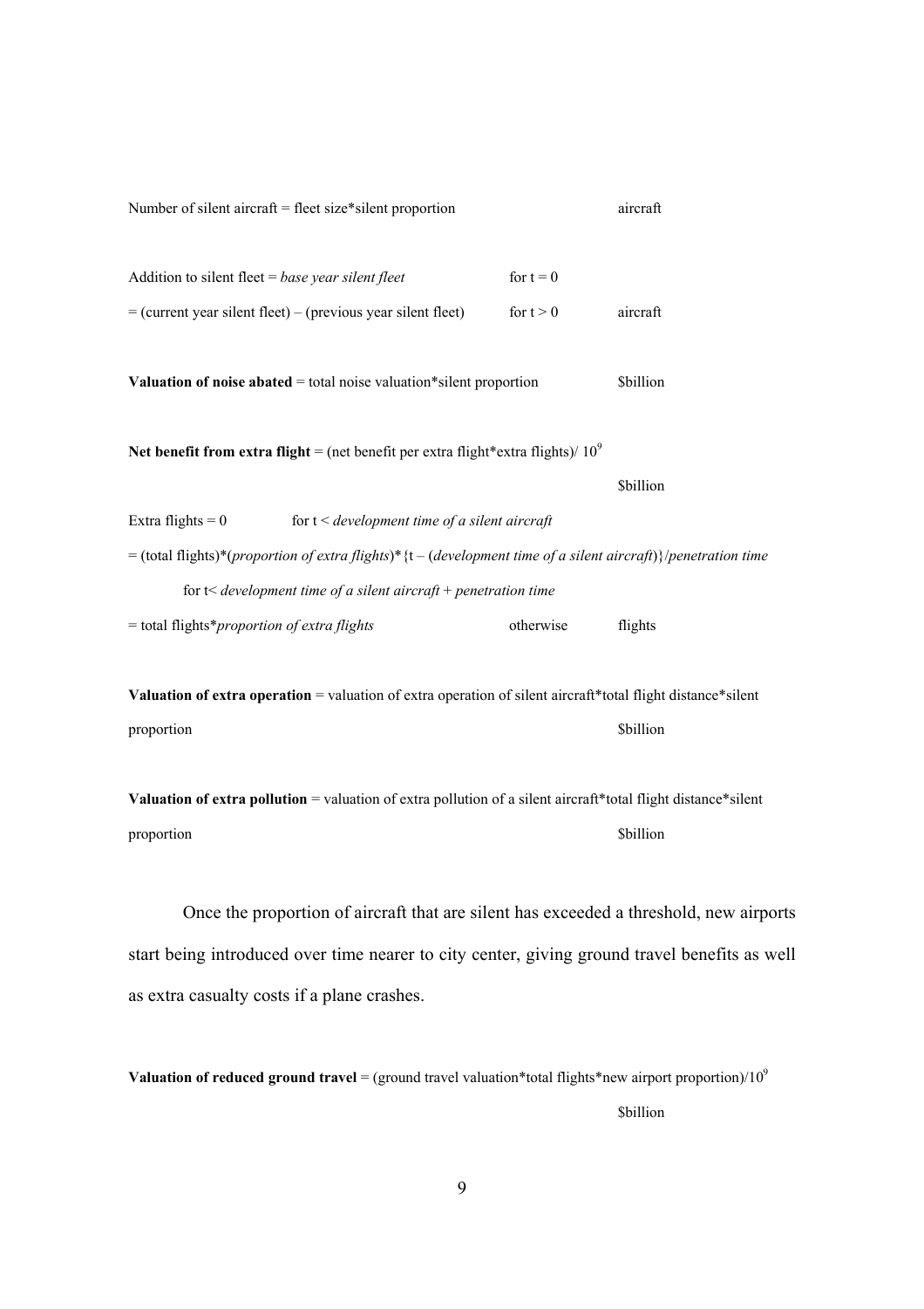Number of silent aircraft = fleet size*silent proportion aircraft

Addition to silent fleet = *base year silent fleet* for $t = 0$

= (current year silent fleet) – (previous year silent fleet) for $t > 0$ aircraft

**Valuation of noise abated** = total noise valuation*silent proportion $billion

**Net benefit from extra flight** = (net benefit per extra flight*extra flights)/ $10^9$

$billion

Extra flights = 0 for t < *development time of a silent aircraft*

= (total flights)*(*proportion of extra flights*)*{t – (*development time of a silent aircraft*)}/*penetration time*

for t< *development time of a silent aircraft* + *penetration time*

= total flights**proportion of extra flights* otherwise flights

**Valuation of extra operation** = valuation of extra operation of silent aircraft*total flight distance*silent proportion $billion

**Valuation of extra pollution** = valuation of extra pollution of a silent aircraft*total flight distance*silent proportion $billion

Once the proportion of aircraft that are silent has exceeded a threshold, new airports start being introduced over time nearer to city center, giving ground travel benefits as well as extra casualty costs if a plane crashes.

**Valuation of reduced ground travel** = (ground travel valuation*total flights*new airport proportion)/$10^9$

$billion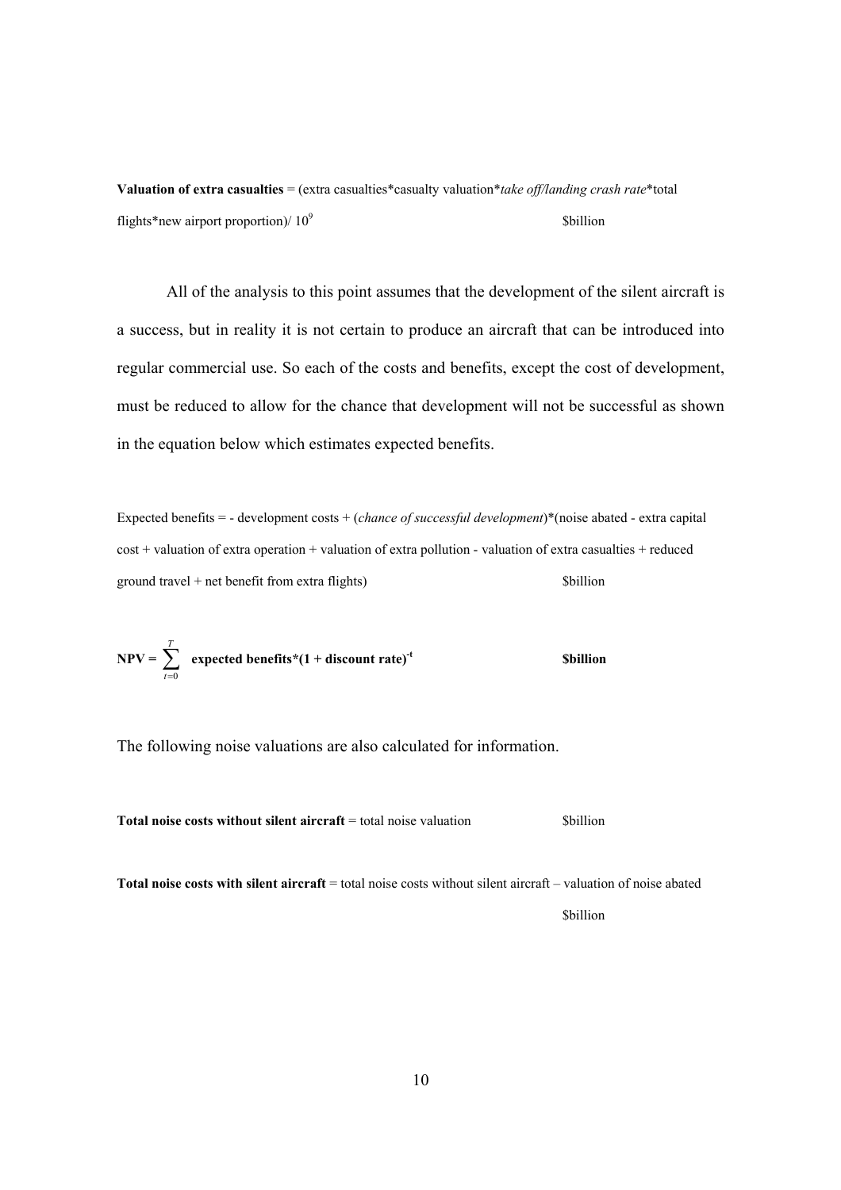**Valuation of extra casualties** = (extra casualties*casualty valuation**take off/landing crash rate**total flights*new airport proportion)/ $10^9$ $billion

All of the analysis to this point assumes that the development of the silent aircraft is a success, but in reality it is not certain to produce an aircraft that can be introduced into regular commercial use. So each of the costs and benefits, except the cost of development, must be reduced to allow for the chance that development will not be successful as shown in the equation below which estimates expected benefits.

Expected benefits = - development costs + (*chance of successful development*)*(noise abated - extra capital cost + valuation of extra operation + valuation of extra pollution - valuation of extra casualties + reduced ground travel + net benefit from extra flights) $billion

$$\textbf{NPV} = \sum_{t=0}^{T} \textbf{expected benefits*}(1 + \textbf{discount rate})^{-t} \quad \textbf{\$billion}$$

The following noise valuations are also calculated for information.

**Total noise costs without silent aircraft** = total noise valuation $billion

**Total noise costs with silent aircraft** = total noise costs without silent aircraft – valuation of noise abated $billion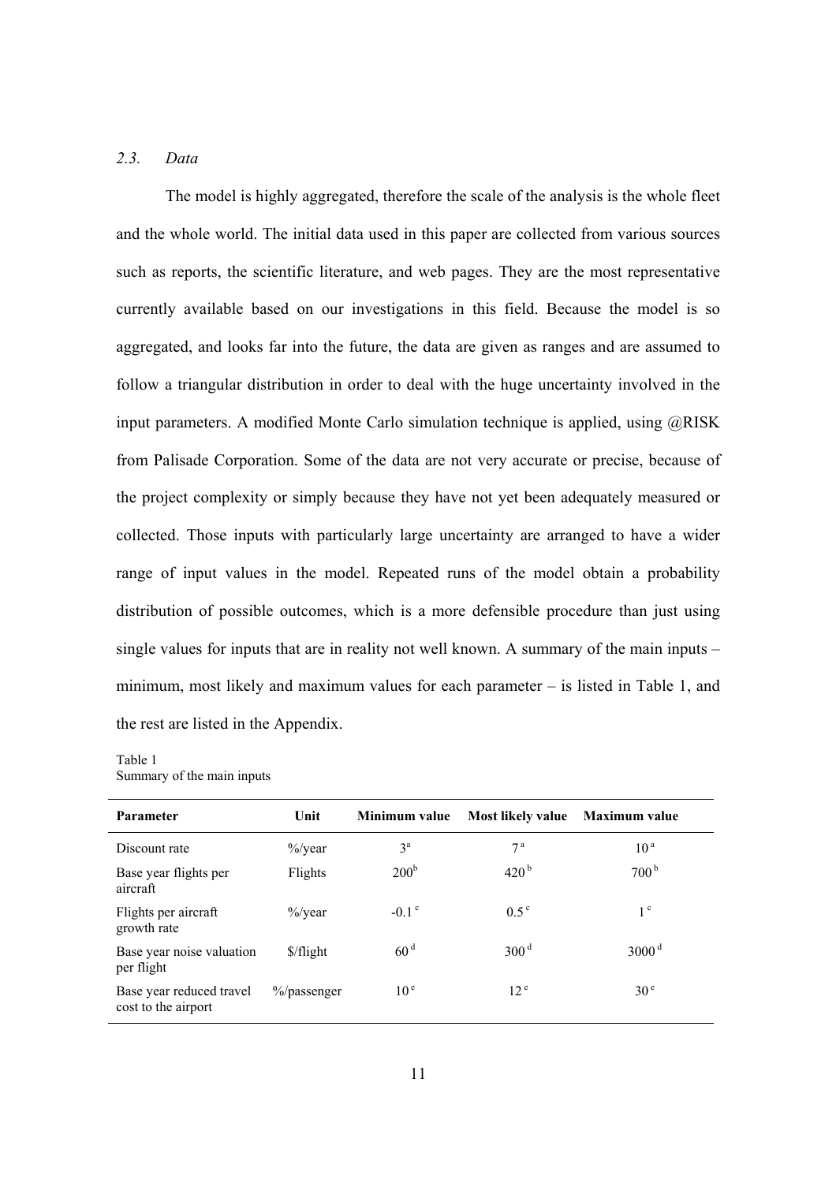### *2.3. Data*

The model is highly aggregated, therefore the scale of the analysis is the whole fleet and the whole world. The initial data used in this paper are collected from various sources such as reports, the scientific literature, and web pages. They are the most representative currently available based on our investigations in this field. Because the model is so aggregated, and looks far into the future, the data are given as ranges and are assumed to follow a triangular distribution in order to deal with the huge uncertainty involved in the input parameters. A modified Monte Carlo simulation technique is applied, using @RISK from Palisade Corporation. Some of the data are not very accurate or precise, because of the project complexity or simply because they have not yet been adequately measured or collected. Those inputs with particularly large uncertainty are arranged to have a wider range of input values in the model. Repeated runs of the model obtain a probability distribution of possible outcomes, which is a more defensible procedure than just using single values for inputs that are in reality not well known. A summary of the main inputs – minimum, most likely and maximum values for each parameter – is listed in Table 1, and the rest are listed in the Appendix.

Table 1
Summary of the main inputs

| Parameter | Unit | Minimum value | Most likely value | Maximum value |
|---|---|---|---|---|
| Discount rate | %/year | 3 [a] | 7 [a] | 10 [a] |
| Base year flights per aircraft | Flights | 200 [b] | 420 [b] | 700 [b] |
| Flights per aircraft growth rate | %/year | -0.1 [c] | 0.5 [c] | 1 [c] |
| Base year noise valuation per flight | $/flight | 60 [d] | 300 [d] | 3000 [d] |
| Base year reduced travel cost to the airport | %/passenger | 10 [e] | 12 [e] | 30 [e] |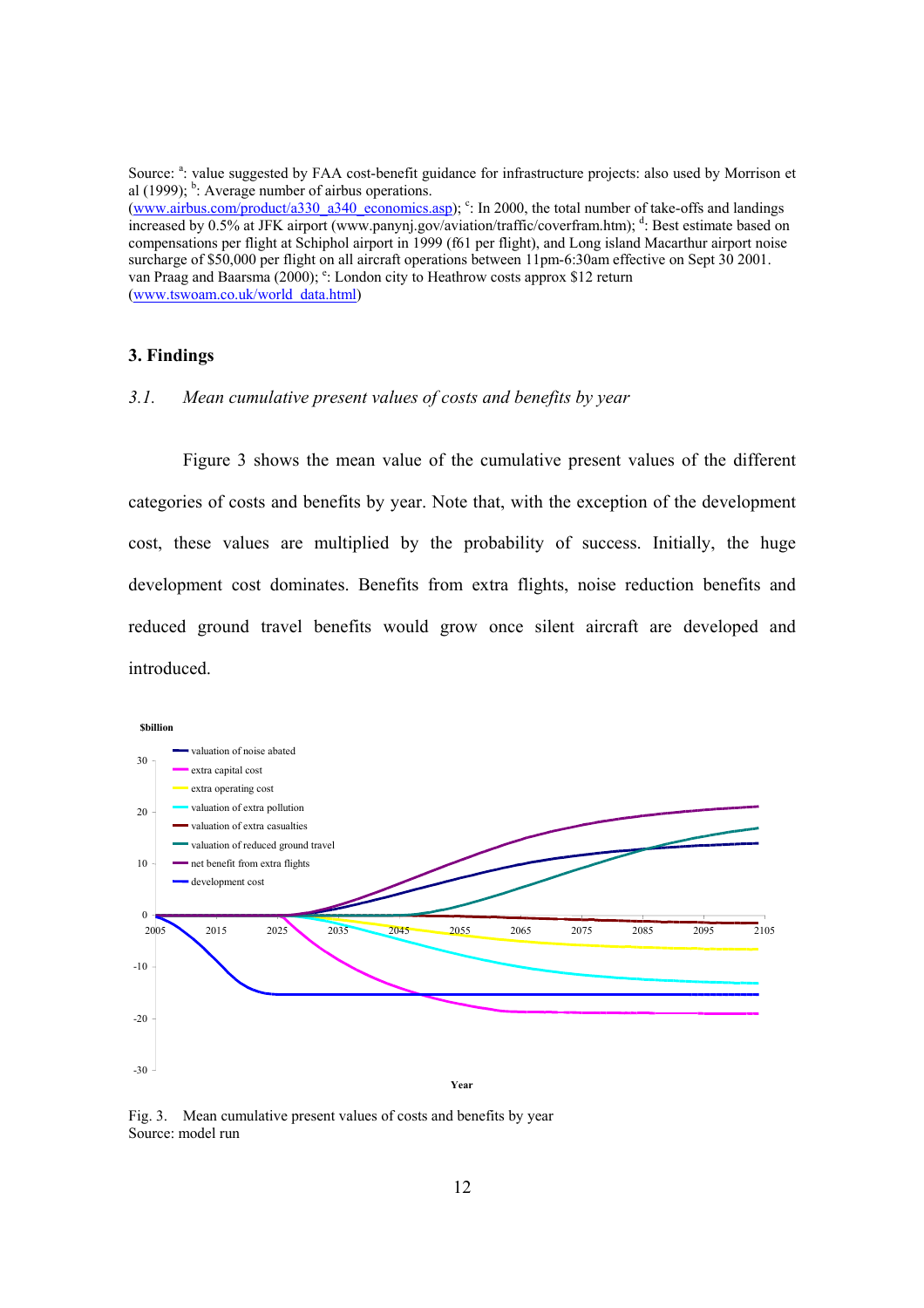Source: [a]: value suggested by FAA cost-benefit guidance for infrastructure projects: also used by Morrison et al (1999); [b]: Average number of airbus operations. (www.airbus.com/product/a330_a340_economics.asp); [c]: In 2000, the total number of take-offs and landings increased by 0.5% at JFK airport (www.panynj.gov/aviation/traffic/coverfram.htm); [d]: Best estimate based on compensations per flight at Schiphol airport in 1999 (f61 per flight), and Long island Macarthur airport noise surcharge of $50,000 per flight on all aircraft operations between 11pm-6:30am effective on Sept 30 2001. van Praag and Baarsma (2000); [e]: London city to Heathrow costs approx $12 return (www.tswoam.co.uk/world_data.html)

## 3. Findings

### *3.1. Mean cumulative present values of costs and benefits by year*

Figure 3 shows the mean value of the cumulative present values of the different categories of costs and benefits by year. Note that, with the exception of the development cost, these values are multiplied by the probability of success. Initially, the huge development cost dominates. Benefits from extra flights, noise reduction benefits and reduced ground travel benefits would grow once silent aircraft are developed and introduced.

Fig. 3. Mean cumulative present values of costs and benefits by year
Source: model run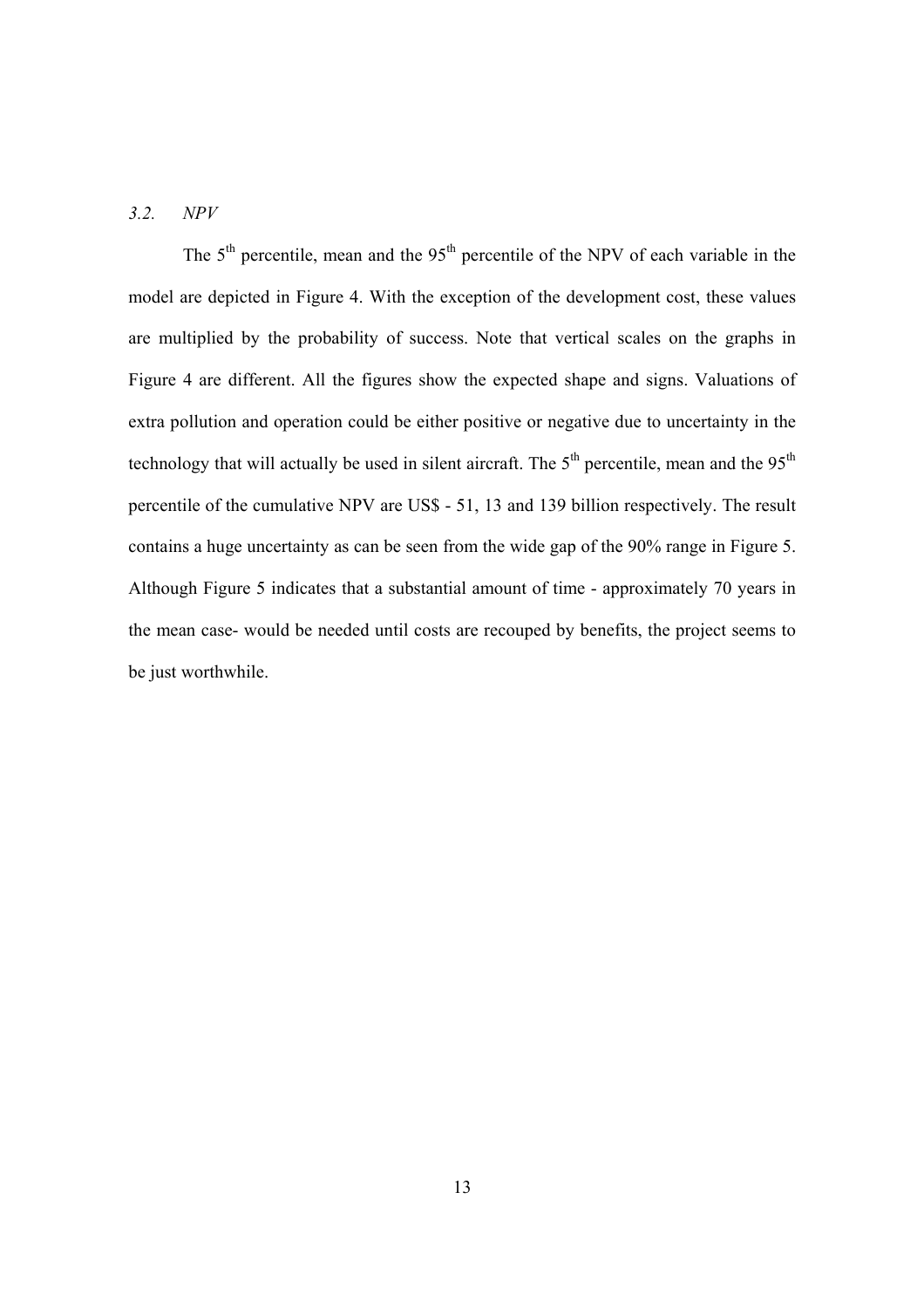### *3.2. NPV*

The 5th percentile, mean and the 95th percentile of the NPV of each variable in the model are depicted in Figure 4. With the exception of the development cost, these values are multiplied by the probability of success. Note that vertical scales on the graphs in Figure 4 are different. All the figures show the expected shape and signs. Valuations of extra pollution and operation could be either positive or negative due to uncertainty in the technology that will actually be used in silent aircraft. The 5th percentile, mean and the 95th percentile of the cumulative NPV are US$ - 51, 13 and 139 billion respectively. The result contains a huge uncertainty as can be seen from the wide gap of the 90% range in Figure 5. Although Figure 5 indicates that a substantial amount of time - approximately 70 years in the mean case- would be needed until costs are recouped by benefits, the project seems to be just worthwhile.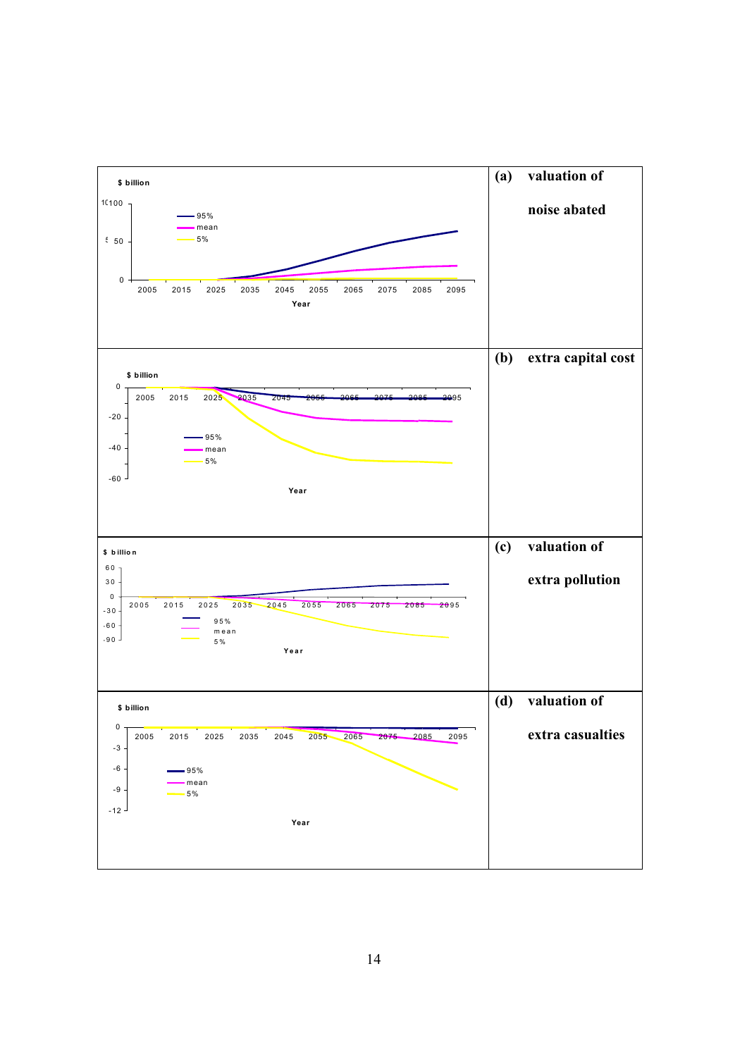| | |
|---|---|
| $ billion<br>100<br>50<br>0<br>2005 2015 2025 2035 2045 2055 2065 2075 2085 2095<br>Year<br>95%, mean, 5% | **(a) valuation of noise abated** |
| $ billion<br>0<br>-20<br>-40<br>-60<br>2005 2015 2025 2035 2045 2055 2065 2075 2085 2095<br>Year<br>95%, mean, 5% | **(b) extra capital cost** |
| $ billion<br>60<br>30<br>0<br>-30<br>-60<br>-90<br>2005 2015 2025 2035 2045 2055 2065 2075 2085 2095<br>Year<br>95%, mean, 5% | **(c) valuation of extra pollution** |
| $ billion<br>0<br>-3<br>-6<br>-9<br>-12<br>2005 2015 2025 2035 2045 2055 2065 2075 2085 2095<br>Year<br>95%, mean, 5% | **(d) valuation of extra casualties** |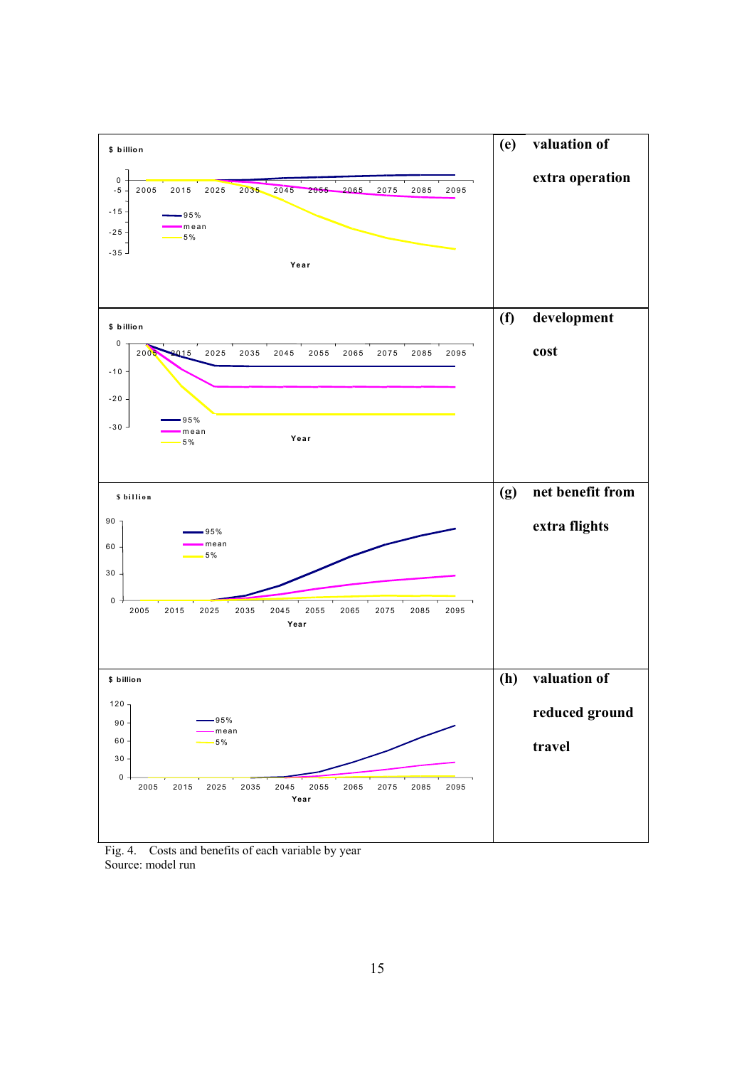| $ billion (chart) | (e) valuation of extra operation |
| --- | --- |
| $ billion (chart) | (f) development cost |
| $ billion (chart) | (g) net benefit from extra flights |
| $ billion (chart) | (h) valuation of reduced ground travel |

Fig. 4. Costs and benefits of each variable by year
Source: model run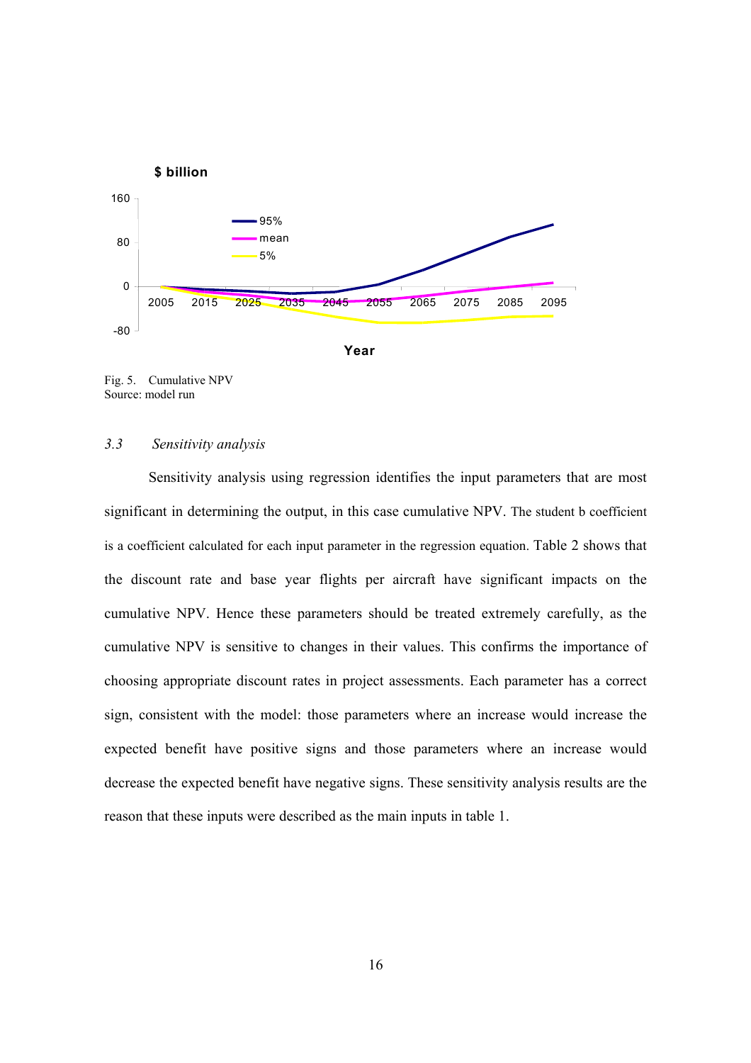Fig. 5. Cumulative NPV
Source: model run

### *3.3 Sensitivity analysis*

Sensitivity analysis using regression identifies the input parameters that are most significant in determining the output, in this case cumulative NPV. The student b coefficient is a coefficient calculated for each input parameter in the regression equation. Table 2 shows that the discount rate and base year flights per aircraft have significant impacts on the cumulative NPV. Hence these parameters should be treated extremely carefully, as the cumulative NPV is sensitive to changes in their values. This confirms the importance of choosing appropriate discount rates in project assessments. Each parameter has a correct sign, consistent with the model: those parameters where an increase would increase the expected benefit have positive signs and those parameters where an increase would decrease the expected benefit have negative signs. These sensitivity analysis results are the reason that these inputs were described as the main inputs in table 1.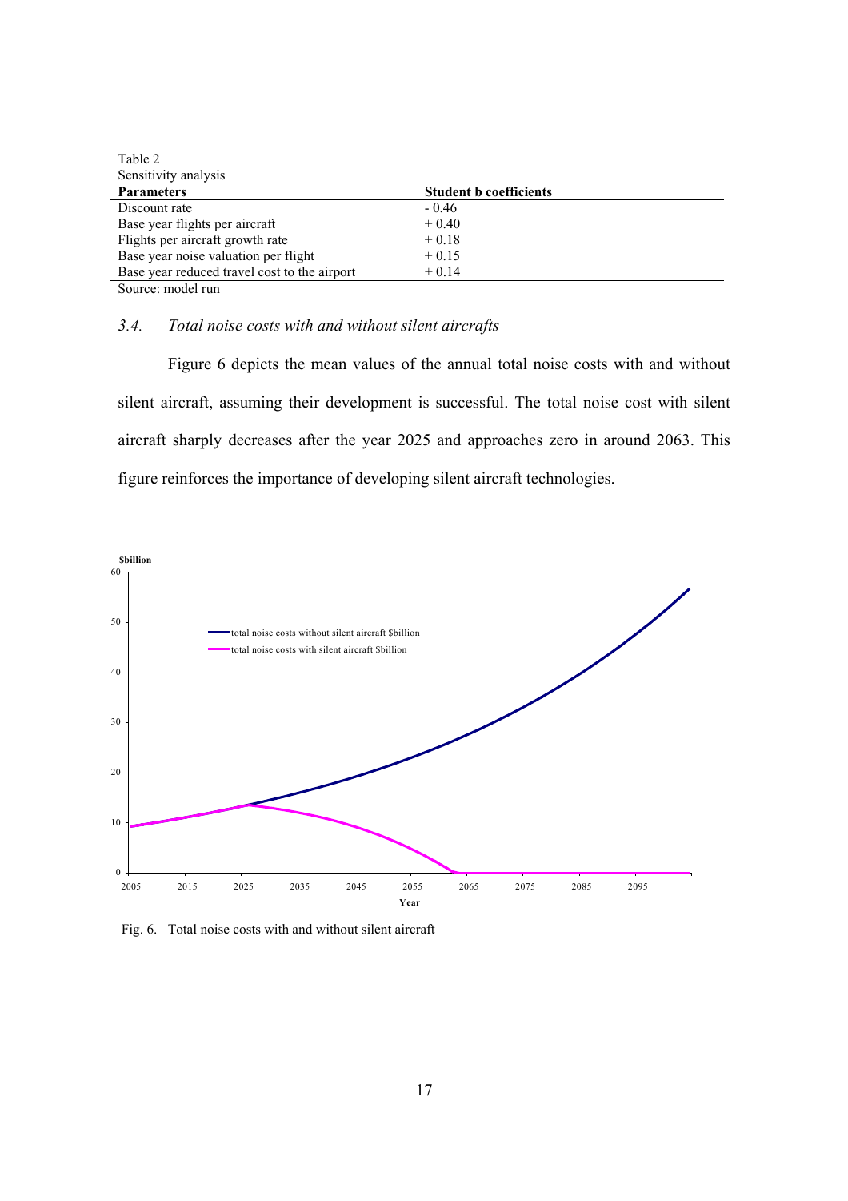Table 2
Sensitivity analysis

| Parameters | Student b coefficients |
| --- | --- |
| Discount rate | - 0.46 |
| Base year flights per aircraft | + 0.40 |
| Flights per aircraft growth rate | + 0.18 |
| Base year noise valuation per flight | + 0.15 |
| Base year reduced travel cost to the airport | + 0.14 |

Source: model run

### *3.4. Total noise costs with and without silent aircrafts*

Figure 6 depicts the mean values of the annual total noise costs with and without silent aircraft, assuming their development is successful. The total noise cost with silent aircraft sharply decreases after the year 2025 and approaches zero in around 2063. This figure reinforces the importance of developing silent aircraft technologies.

Fig. 6. Total noise costs with and without silent aircraft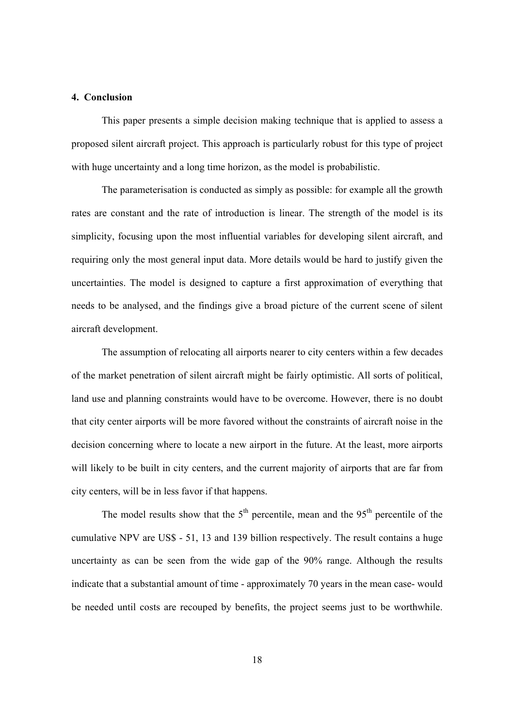## 4. Conclusion

This paper presents a simple decision making technique that is applied to assess a proposed silent aircraft project. This approach is particularly robust for this type of project with huge uncertainty and a long time horizon, as the model is probabilistic.

The parameterisation is conducted as simply as possible: for example all the growth rates are constant and the rate of introduction is linear. The strength of the model is its simplicity, focusing upon the most influential variables for developing silent aircraft, and requiring only the most general input data. More details would be hard to justify given the uncertainties. The model is designed to capture a first approximation of everything that needs to be analysed, and the findings give a broad picture of the current scene of silent aircraft development.

The assumption of relocating all airports nearer to city centers within a few decades of the market penetration of silent aircraft might be fairly optimistic. All sorts of political, land use and planning constraints would have to be overcome. However, there is no doubt that city center airports will be more favored without the constraints of aircraft noise in the decision concerning where to locate a new airport in the future. At the least, more airports will likely to be built in city centers, and the current majority of airports that are far from city centers, will be in less favor if that happens.

The model results show that the 5$^{th}$ percentile, mean and the 95$^{th}$ percentile of the cumulative NPV are US$ - 51, 13 and 139 billion respectively. The result contains a huge uncertainty as can be seen from the wide gap of the 90% range. Although the results indicate that a substantial amount of time - approximately 70 years in the mean case- would be needed until costs are recouped by benefits, the project seems just to be worthwhile.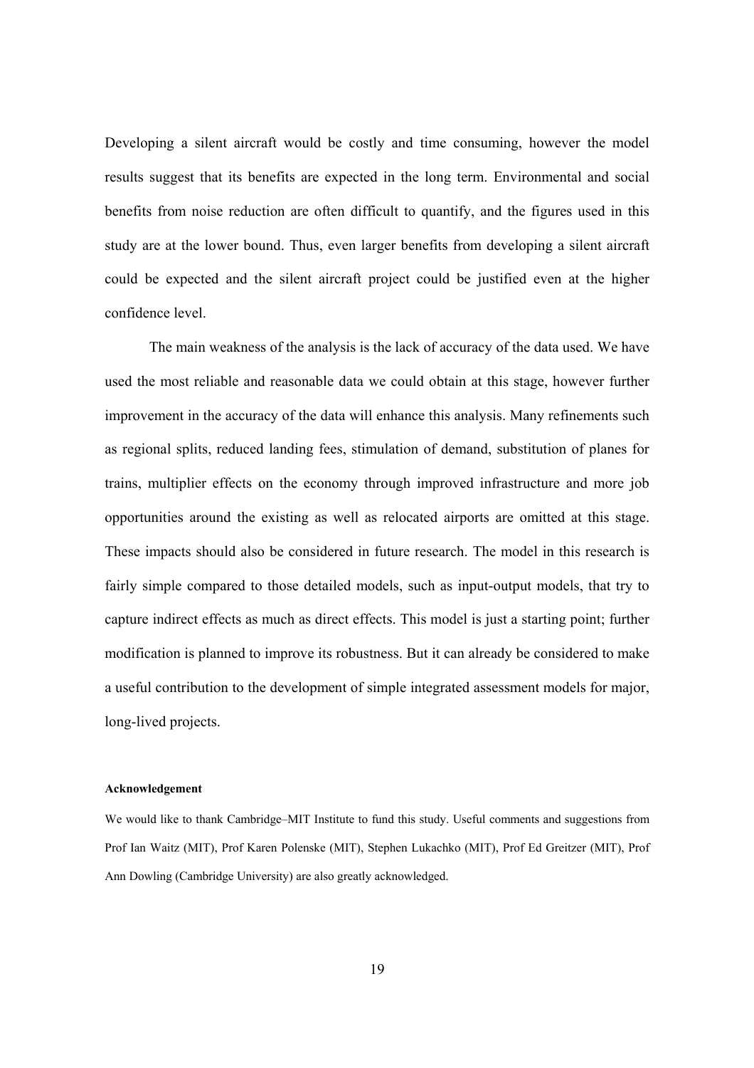Developing a silent aircraft would be costly and time consuming, however the model results suggest that its benefits are expected in the long term. Environmental and social benefits from noise reduction are often difficult to quantify, and the figures used in this study are at the lower bound. Thus, even larger benefits from developing a silent aircraft could be expected and the silent aircraft project could be justified even at the higher confidence level.

The main weakness of the analysis is the lack of accuracy of the data used. We have used the most reliable and reasonable data we could obtain at this stage, however further improvement in the accuracy of the data will enhance this analysis. Many refinements such as regional splits, reduced landing fees, stimulation of demand, substitution of planes for trains, multiplier effects on the economy through improved infrastructure and more job opportunities around the existing as well as relocated airports are omitted at this stage. These impacts should also be considered in future research. The model in this research is fairly simple compared to those detailed models, such as input-output models, that try to capture indirect effects as much as direct effects. This model is just a starting point; further modification is planned to improve its robustness. But it can already be considered to make a useful contribution to the development of simple integrated assessment models for major, long-lived projects.

#### Acknowledgement

We would like to thank Cambridge–MIT Institute to fund this study. Useful comments and suggestions from Prof Ian Waitz (MIT), Prof Karen Polenske (MIT), Stephen Lukachko (MIT), Prof Ed Greitzer (MIT), Prof Ann Dowling (Cambridge University) are also greatly acknowledged.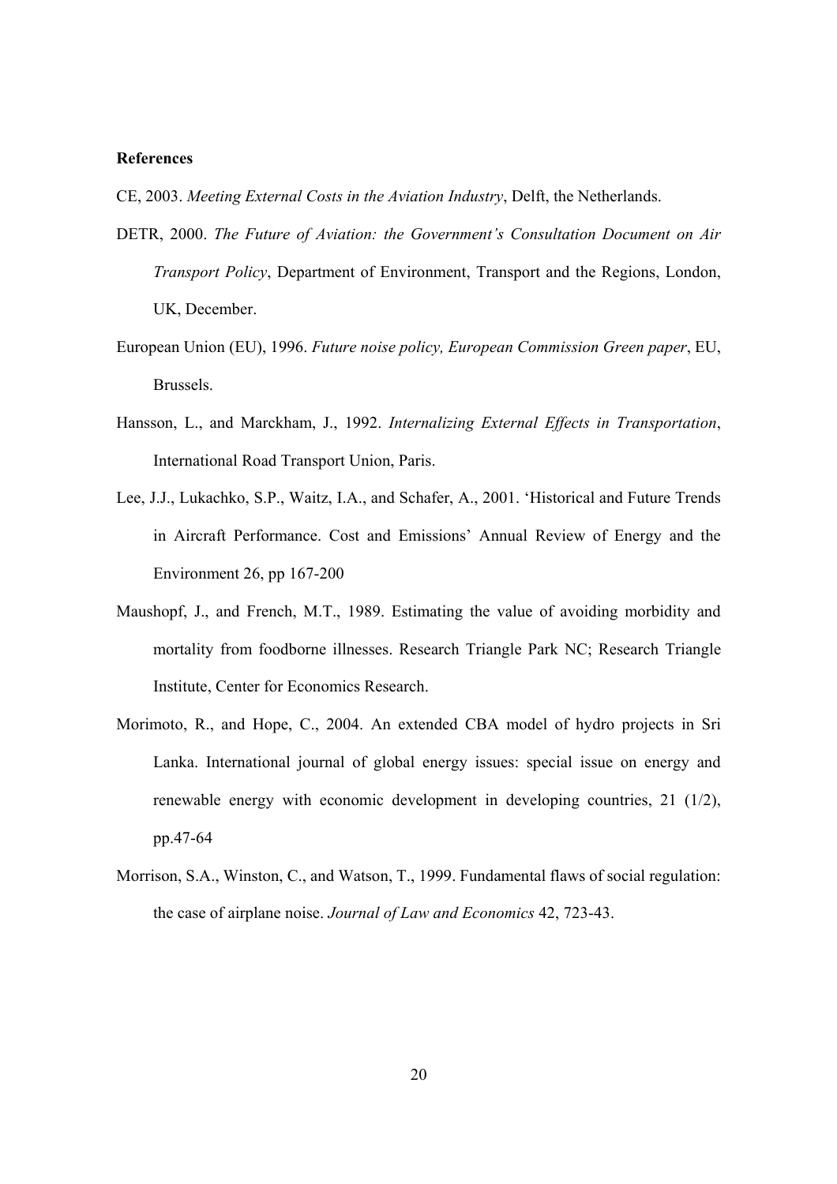**References**

CE, 2003. *Meeting External Costs in the Aviation Industry*, Delft, the Netherlands.

DETR, 2000. *The Future of Aviation: the Government's Consultation Document on Air Transport Policy*, Department of Environment, Transport and the Regions, London, UK, December.

European Union (EU), 1996. *Future noise policy, European Commission Green paper*, EU, Brussels.

Hansson, L., and Marckham, J., 1992. *Internalizing External Effects in Transportation*, International Road Transport Union, Paris.

Lee, J.J., Lukachko, S.P., Waitz, I.A., and Schafer, A., 2001. 'Historical and Future Trends in Aircraft Performance. Cost and Emissions' Annual Review of Energy and the Environment 26, pp 167-200

Maushopf, J., and French, M.T., 1989. Estimating the value of avoiding morbidity and mortality from foodborne illnesses. Research Triangle Park NC; Research Triangle Institute, Center for Economics Research.

Morimoto, R., and Hope, C., 2004. An extended CBA model of hydro projects in Sri Lanka. International journal of global energy issues: special issue on energy and renewable energy with economic development in developing countries, 21 (1/2), pp.47-64

Morrison, S.A., Winston, C., and Watson, T., 1999. Fundamental flaws of social regulation: the case of airplane noise. *Journal of Law and Economics* 42, 723-43.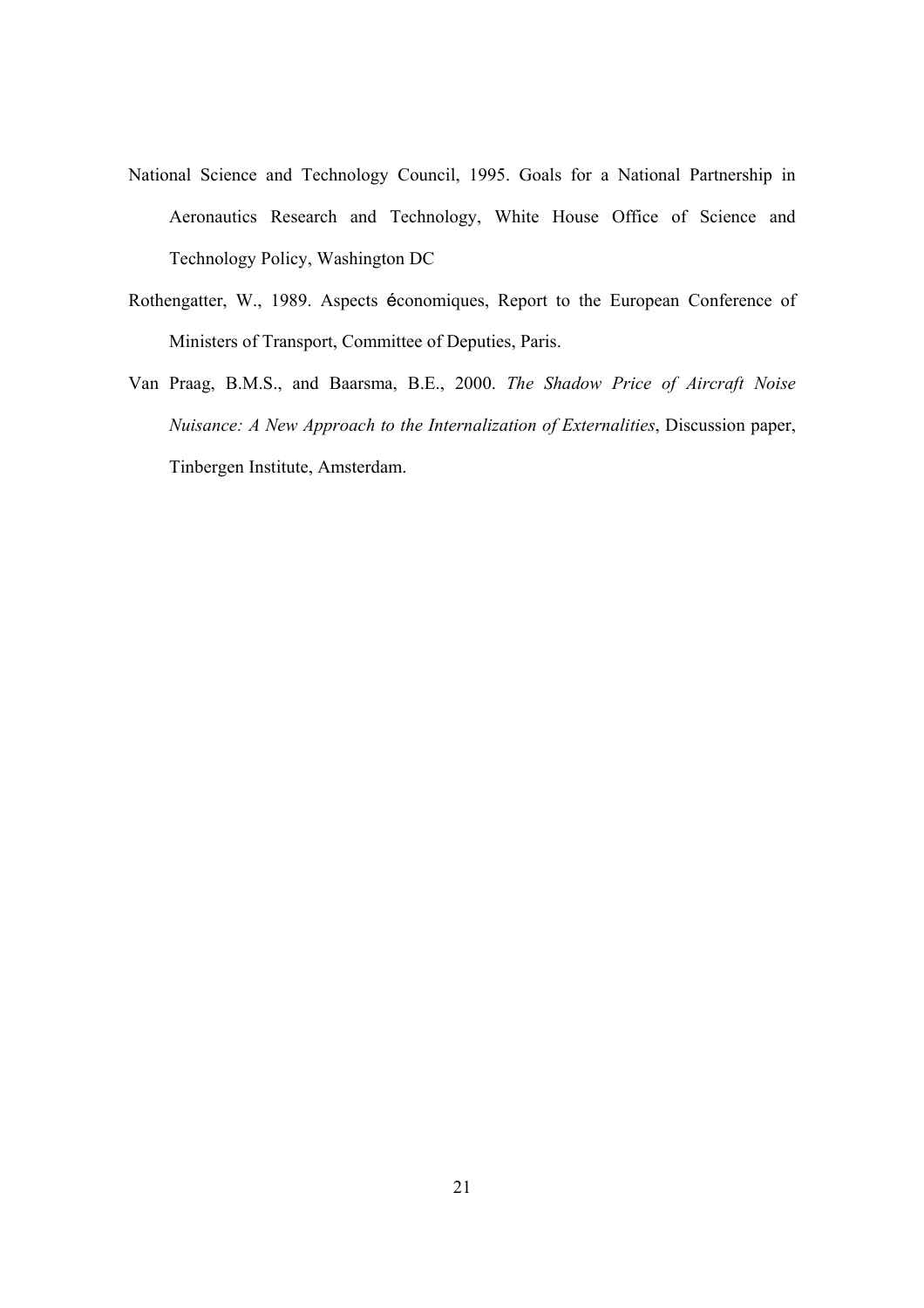National Science and Technology Council, 1995. Goals for a National Partnership in Aeronautics Research and Technology, White House Office of Science and Technology Policy, Washington DC

Rothengatter, W., 1989. Aspects économiques, Report to the European Conference of Ministers of Transport, Committee of Deputies, Paris.

Van Praag, B.M.S., and Baarsma, B.E., 2000. *The Shadow Price of Aircraft Noise Nuisance: A New Approach to the Internalization of Externalities*, Discussion paper, Tinbergen Institute, Amsterdam.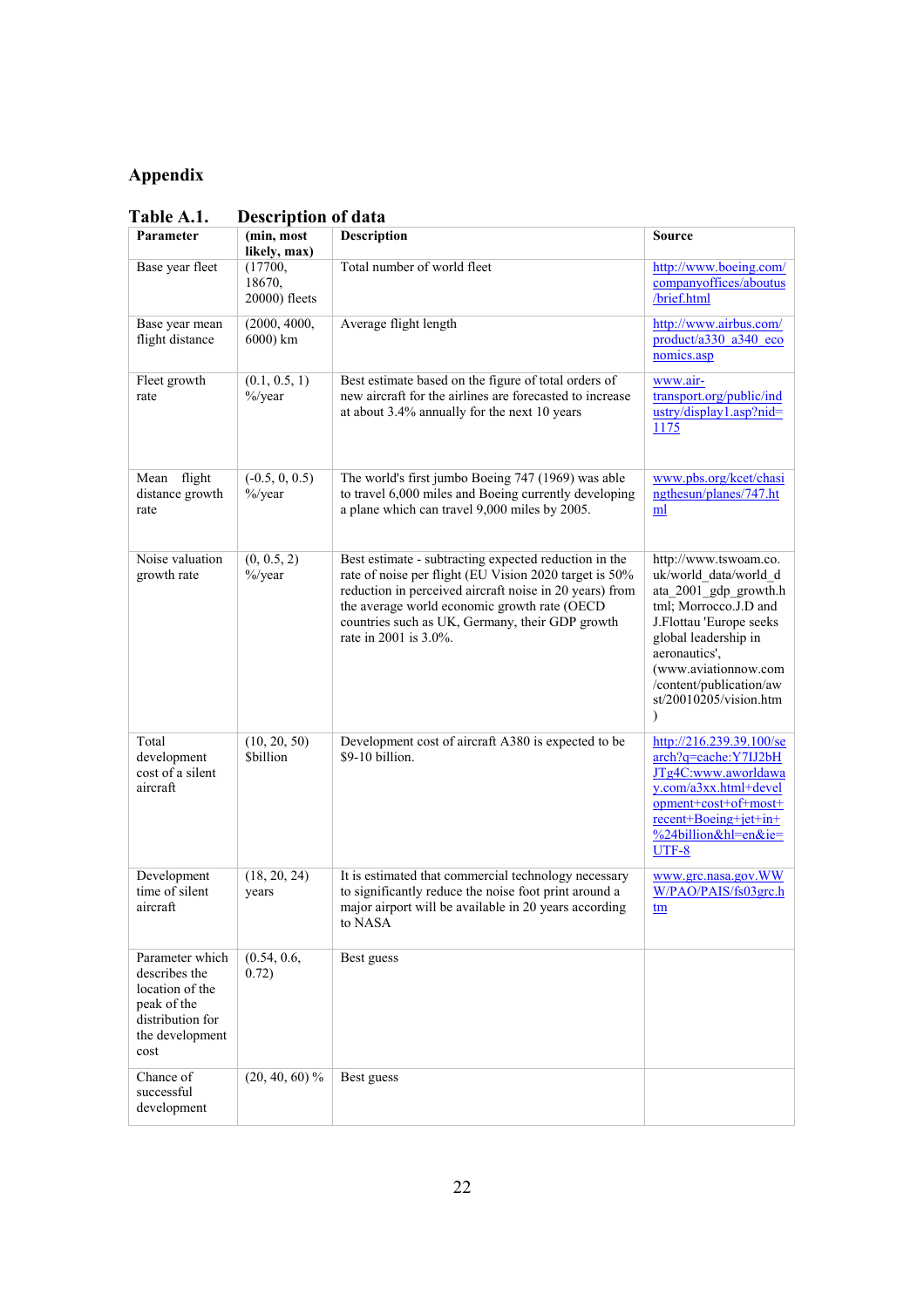# Appendix

**Table A.1. Description of data**

| Parameter | (min, most likely, max) | Description | Source |
|---|---|---|---|
| Base year fleet | (17700, 18670, 20000) fleets | Total number of world fleet | http://www.boeing.com/companyoffices/aboutus/brief.html |
| Base year mean flight distance | (2000, 4000, 6000) km | Average flight length | http://www.airbus.com/product/a330_a340_economics.asp |
| Fleet growth rate | (0.1, 0.5, 1) %/year | Best estimate based on the figure of total orders of new aircraft for the airlines are forecasted to increase at about 3.4% annually for the next 10 years | www.air-transport.org/public/industry/display1.asp?nid=1175 |
| Mean flight distance growth rate | (-0.5, 0, 0.5) %/year | The world's first jumbo Boeing 747 (1969) was able to travel 6,000 miles and Boeing currently developing a plane which can travel 9,000 miles by 2005. | www.pbs.org/kcet/chasingthesun/planes/747.html |
| Noise valuation growth rate | (0, 0.5, 2) %/year | Best estimate - subtracting expected reduction in the rate of noise per flight (EU Vision 2020 target is 50% reduction in perceived aircraft noise in 20 years) from the average world economic growth rate (OECD countries such as UK, Germany, their GDP growth rate in 2001 is 3.0%. | http://www.tswoam.co.uk/world_data/world_data_2001_gdp_growth.html; Morrocco.J.D and J.Flottau 'Europe seeks global leadership in aeronautics', (www.aviationnow.com/content/publication/awst/20010205/vision.htm) |
| Total development cost of a silent aircraft | (10, 20, 50) $billion | Development cost of aircraft A380 is expected to be $9-10 billion. | http://216.239.39.100/search?q=cache:Y7IJ2bHJTg4C:www.aworldaway.com/a3xx.html+development+cost+of+most+recent+Boeing+jet+in+%24billion&hl=en&ie=UTF-8 |
| Development time of silent aircraft | (18, 20, 24) years | It is estimated that commercial technology necessary to significantly reduce the noise foot print around a major airport will be available in 20 years according to NASA | www.grc.nasa.gov.WWW/PAO/PAIS/fs03grc.htm |
| Parameter which describes the location of the peak of the distribution for the development cost | (0.54, 0.6, 0.72) | Best guess | |
| Chance of successful development | (20, 40, 60) % | Best guess | |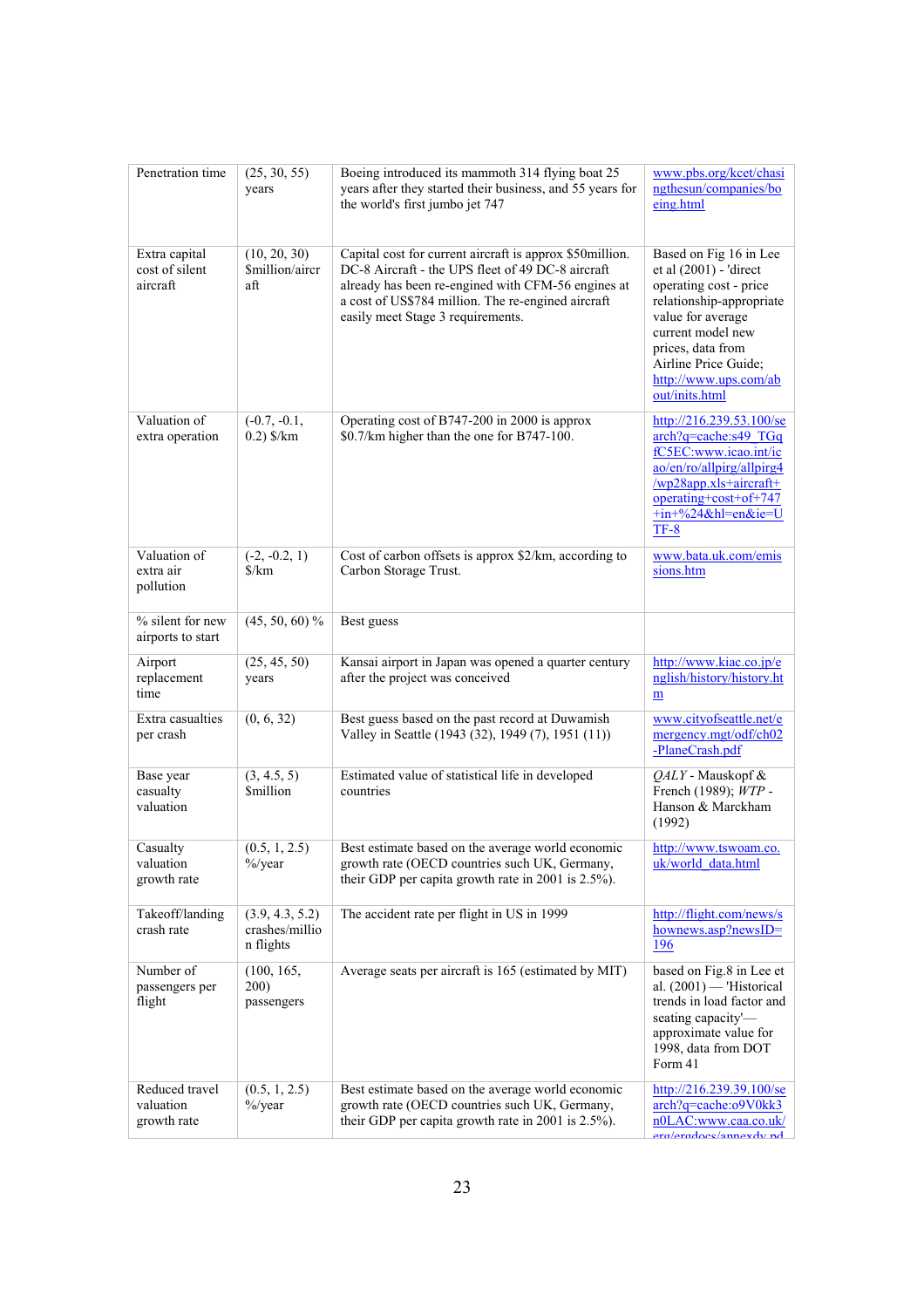| Penetration time | (25, 30, 55) years | Boeing introduced its mammoth 314 flying boat 25 years after they started their business, and 55 years for the world's first jumbo jet 747 | www.pbs.org/kcet/chasingthesun/companies/boeing.html |
|---|---|---|---|
| Extra capital cost of silent aircraft | (10, 20, 30) $million/aircraft | Capital cost for current aircraft is approx $50million. DC-8 Aircraft - the UPS fleet of 49 DC-8 aircraft already has been re-engined with CFM-56 engines at a cost of US$784 million. The re-engined aircraft easily meet Stage 3 requirements. | Based on Fig 16 in Lee et al (2001) - 'direct operating cost - price relationship-appropriate value for average current model new prices, data from Airline Price Guide; http://www.ups.com/about/inits.html |
| Valuation of extra operation | (-0.7, -0.1, 0.2) $/km | Operating cost of B747-200 in 2000 is approx $0.7/km higher than the one for B747-100. | http://216.239.53.100/search?q=cache:s49_TGqfC5EC:www.icao.int/icao/en/ro/allpirg/allpirg4/wp28app.xls+aircraft+operating+cost+of+747+in+%24&hl=en&ie=UTF-8 |
| Valuation of extra air pollution | (-2, -0.2, 1) $/km | Cost of carbon offsets is approx $2/km, according to Carbon Storage Trust. | www.bata.uk.com/emissions.htm |
| % silent for new airports to start | (45, 50, 60) % | Best guess | |
| Airport replacement time | (25, 45, 50) years | Kansai airport in Japan was opened a quarter century after the project was conceived | http://www.kiac.co.jp/english/history/history.htm |
| Extra casualties per crash | (0, 6, 32) | Best guess based on the past record at Duwamish Valley in Seattle (1943 (32), 1949 (7), 1951 (11)) | www.cityofseattle.net/emergency.mgt/odf/ch02-PlaneCrash.pdf |
| Base year casualty valuation | (3, 4.5, 5) $million | Estimated value of statistical life in developed countries | *QALY* - Mauskopf & French (1989); *WTP* - Hanson & Marckham (1992) |
| Casualty valuation growth rate | (0.5, 1, 2.5) %/year | Best estimate based on the average world economic growth rate (OECD countries such UK, Germany, their GDP per capita growth rate in 2001 is 2.5%). | http://www.tswoam.co.uk/world_data.html |
| Takeoff/landing crash rate | (3.9, 4.3, 5.2) crashes/million flights | The accident rate per flight in US in 1999 | http://flight.com/news/shownews.asp?newsID=196 |
| Number of passengers per flight | (100, 165, 200) passengers | Average seats per aircraft is 165 (estimated by MIT) | based on Fig.8 in Lee et al. (2001) — 'Historical trends in load factor and seating capacity'— approximate value for 1998, data from DOT Form 41 |
| Reduced travel valuation growth rate | (0.5, 1, 2.5) %/year | Best estimate based on the average world economic growth rate (OECD countries such UK, Germany, their GDP per capita growth rate in 2001 is 2.5%). | http://216.239.39.100/search?q=cache:o9V0kk3n0LAC:www.caa.co.uk/erg/ergdocs/annexdv.pd |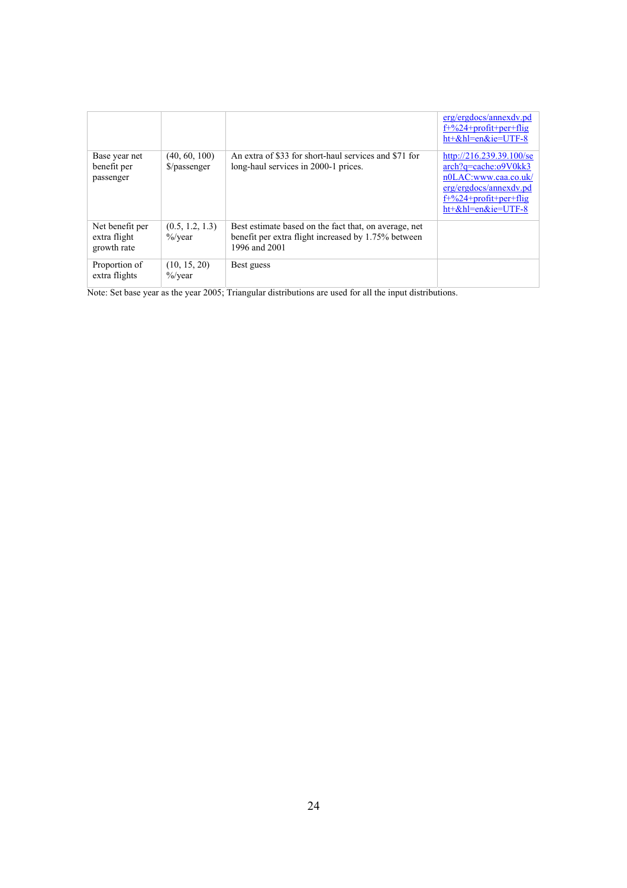| | | | |
|---|---|---|---|
| | | | erg/ergdocs/annexdv.pdf+%24+profit+per+flight+&hl=en&ie=UTF-8 |
| Base year net benefit per passenger | (40, 60, 100) $/passenger | An extra of $33 for short-haul services and $71 for long-haul services in 2000-1 prices. | http://216.239.39.100/search?q=cache:o9V0kk3n0LAC:www.caa.co.uk/erg/ergdocs/annexdv.pdf+%24+profit+per+flight+&hl=en&ie=UTF-8 |
| Net benefit per extra flight growth rate | (0.5, 1.2, 1.3) %/year | Best estimate based on the fact that, on average, net benefit per extra flight increased by 1.75% between 1996 and 2001 | |
| Proportion of extra flights | (10, 15, 20) %/year | Best guess | |

Note: Set base year as the year 2005; Triangular distributions are used for all the input distributions.